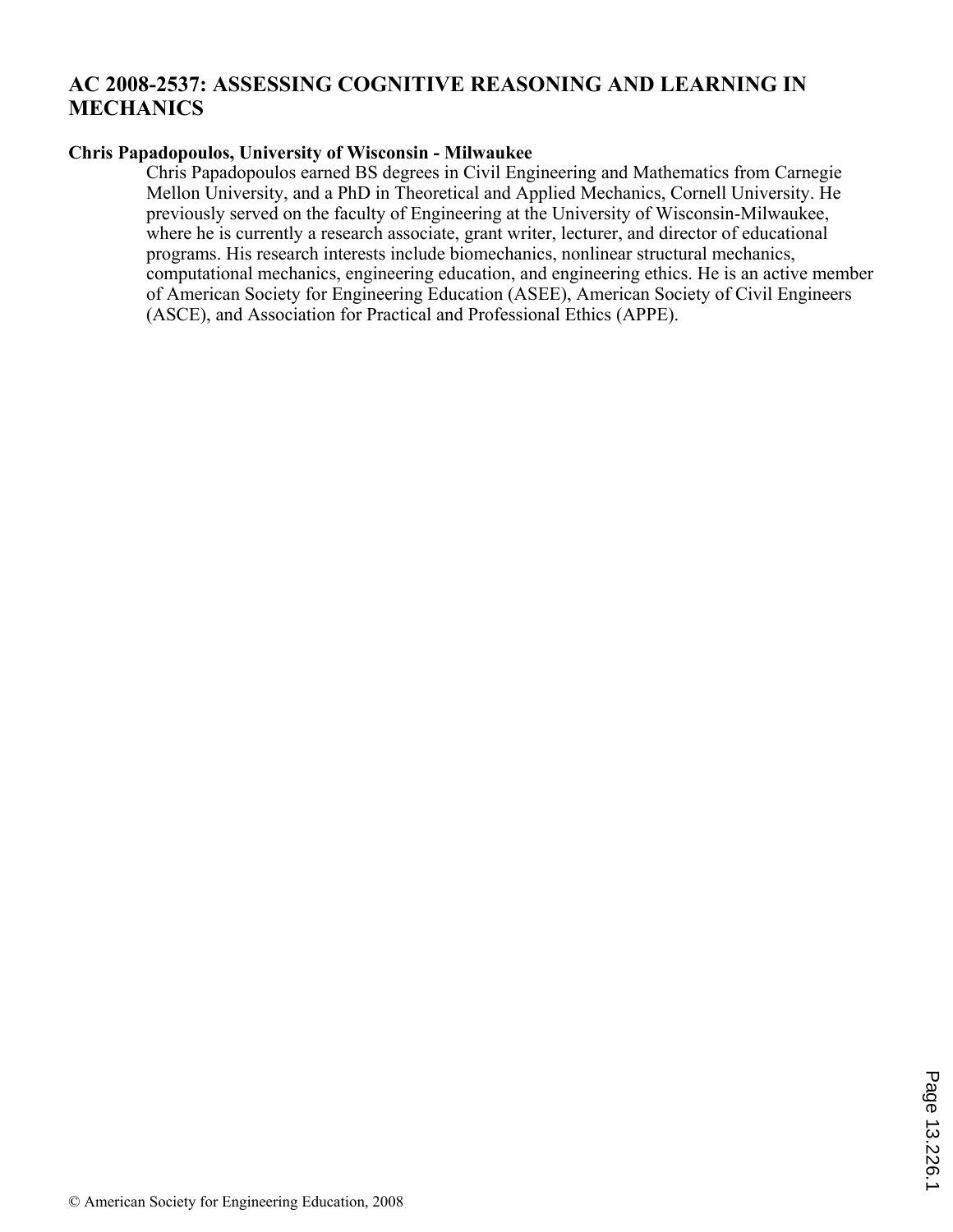# AC 2008-2537: ASSESSING COGNITIVE REASONING AND LEARNING IN MECHANICS

**Chris Papadopoulos, University of Wisconsin - Milwaukee**

Chris Papadopoulos earned BS degrees in Civil Engineering and Mathematics from Carnegie Mellon University, and a PhD in Theoretical and Applied Mechanics, Cornell University. He previously served on the faculty of Engineering at the University of Wisconsin-Milwaukee, where he is currently a research associate, grant writer, lecturer, and director of educational programs. His research interests include biomechanics, nonlinear structural mechanics, computational mechanics, engineering education, and engineering ethics. He is an active member of American Society for Engineering Education (ASEE), American Society of Civil Engineers (ASCE), and Association for Practical and Professional Ethics (APPE).

© American Society for Engineering Education, 2008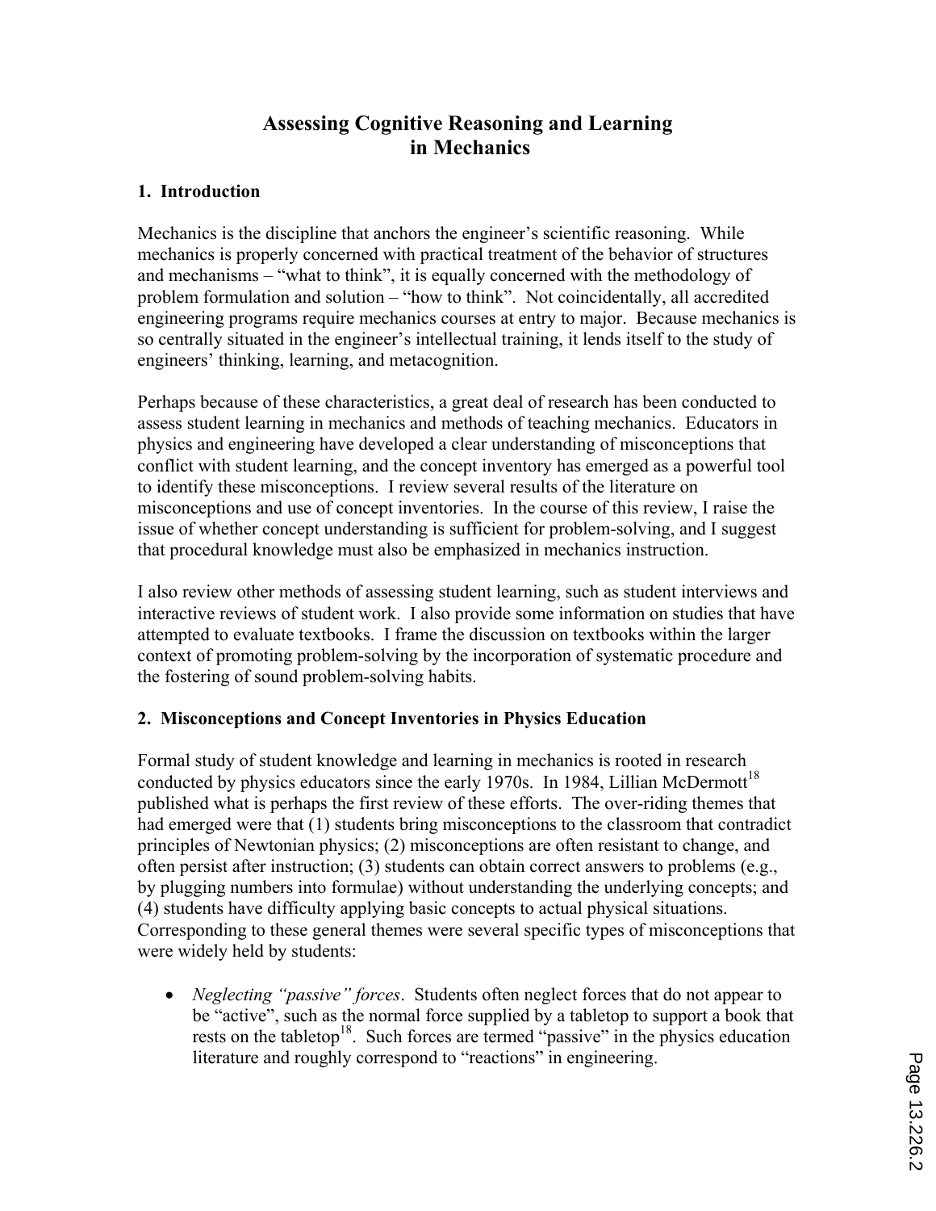# Assessing Cognitive Reasoning and Learning in Mechanics

## 1. Introduction

Mechanics is the discipline that anchors the engineer's scientific reasoning. While mechanics is properly concerned with practical treatment of the behavior of structures and mechanisms – "what to think", it is equally concerned with the methodology of problem formulation and solution – "how to think". Not coincidentally, all accredited engineering programs require mechanics courses at entry to major. Because mechanics is so centrally situated in the engineer's intellectual training, it lends itself to the study of engineers' thinking, learning, and metacognition.

Perhaps because of these characteristics, a great deal of research has been conducted to assess student learning in mechanics and methods of teaching mechanics. Educators in physics and engineering have developed a clear understanding of misconceptions that conflict with student learning, and the concept inventory has emerged as a powerful tool to identify these misconceptions. I review several results of the literature on misconceptions and use of concept inventories. In the course of this review, I raise the issue of whether concept understanding is sufficient for problem-solving, and I suggest that procedural knowledge must also be emphasized in mechanics instruction.

I also review other methods of assessing student learning, such as student interviews and interactive reviews of student work. I also provide some information on studies that have attempted to evaluate textbooks. I frame the discussion on textbooks within the larger context of promoting problem-solving by the incorporation of systematic procedure and the fostering of sound problem-solving habits.

## 2. Misconceptions and Concept Inventories in Physics Education

Formal study of student knowledge and learning in mechanics is rooted in research conducted by physics educators since the early 1970s. In 1984, Lillian McDermott[18] published what is perhaps the first review of these efforts. The over-riding themes that had emerged were that (1) students bring misconceptions to the classroom that contradict principles of Newtonian physics; (2) misconceptions are often resistant to change, and often persist after instruction; (3) students can obtain correct answers to problems (e.g., by plugging numbers into formulae) without understanding the underlying concepts; and (4) students have difficulty applying basic concepts to actual physical situations. Corresponding to these general themes were several specific types of misconceptions that were widely held by students:

- *Neglecting "passive" forces*. Students often neglect forces that do not appear to be "active", such as the normal force supplied by a tabletop to support a book that rests on the tabletop[18]. Such forces are termed "passive" in the physics education literature and roughly correspond to "reactions" in engineering.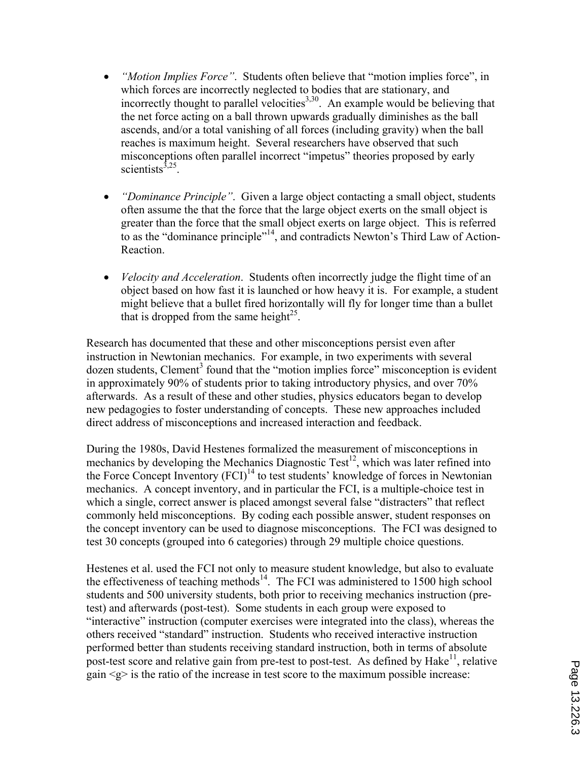- *"Motion Implies Force"*. Students often believe that "motion implies force", in which forces are incorrectly neglected to bodies that are stationary, and incorrectly thought to parallel velocities[3,30]. An example would be believing that the net force acting on a ball thrown upwards gradually diminishes as the ball ascends, and/or a total vanishing of all forces (including gravity) when the ball reaches is maximum height. Several researchers have observed that such misconceptions often parallel incorrect "impetus" theories proposed by early scientists[3,25].

- *"Dominance Principle"*. Given a large object contacting a small object, students often assume the that the force that the large object exerts on the small object is greater than the force that the small object exerts on large object. This is referred to as the "dominance principle"[14], and contradicts Newton's Third Law of Action-Reaction.

- *Velocity and Acceleration*. Students often incorrectly judge the flight time of an object based on how fast it is launched or how heavy it is. For example, a student might believe that a bullet fired horizontally will fly for longer time than a bullet that is dropped from the same height[25].

Research has documented that these and other misconceptions persist even after instruction in Newtonian mechanics. For example, in two experiments with several dozen students, Clement[3] found that the "motion implies force" misconception is evident in approximately 90% of students prior to taking introductory physics, and over 70% afterwards. As a result of these and other studies, physics educators began to develop new pedagogies to foster understanding of concepts. These new approaches included direct address of misconceptions and increased interaction and feedback.

During the 1980s, David Hestenes formalized the measurement of misconceptions in mechanics by developing the Mechanics Diagnostic Test[12], which was later refined into the Force Concept Inventory (FCI)[14] to test students' knowledge of forces in Newtonian mechanics. A concept inventory, and in particular the FCI, is a multiple-choice test in which a single, correct answer is placed amongst several false "distracters" that reflect commonly held misconceptions. By coding each possible answer, student responses on the concept inventory can be used to diagnose misconceptions. The FCI was designed to test 30 concepts (grouped into 6 categories) through 29 multiple choice questions.

Hestenes et al. used the FCI not only to measure student knowledge, but also to evaluate the effectiveness of teaching methods[14]. The FCI was administered to 1500 high school students and 500 university students, both prior to receiving mechanics instruction (pre-test) and afterwards (post-test). Some students in each group were exposed to "interactive" instruction (computer exercises were integrated into the class), whereas the others received "standard" instruction. Students who received interactive instruction performed better than students receiving standard instruction, both in terms of absolute post-test score and relative gain from pre-test to post-test. As defined by Hake[11], relative gain $\langle g \rangle$ is the ratio of the increase in test score to the maximum possible increase: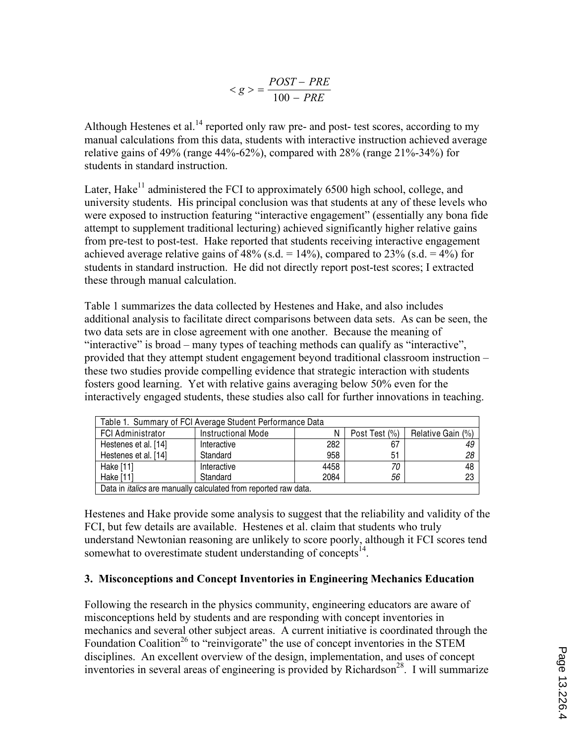$$< g > = \frac{POST - PRE}{100 - PRE}$$

Although Hestenes et al.[14] reported only raw pre- and post- test scores, according to my manual calculations from this data, students with interactive instruction achieved average relative gains of 49% (range 44%-62%), compared with 28% (range 21%-34%) for students in standard instruction.

Later, Hake[11] administered the FCI to approximately 6500 high school, college, and university students. His principal conclusion was that students at any of these levels who were exposed to instruction featuring "interactive engagement" (essentially any bona fide attempt to supplement traditional lecturing) achieved significantly higher relative gains from pre-test to post-test. Hake reported that students receiving interactive engagement achieved average relative gains of 48% (s.d. = 14%), compared to 23% (s.d. = 4%) for students in standard instruction. He did not directly report post-test scores; I extracted these through manual calculation.

Table 1 summarizes the data collected by Hestenes and Hake, and also includes additional analysis to facilitate direct comparisons between data sets. As can be seen, the two data sets are in close agreement with one another. Because the meaning of "interactive" is broad – many types of teaching methods can qualify as "interactive", provided that they attempt student engagement beyond traditional classroom instruction – these two studies provide compelling evidence that strategic interaction with students fosters good learning. Yet with relative gains averaging below 50% even for the interactively engaged students, these studies also call for further innovations in teaching.

Table 1. Summary of FCI Average Student Performance Data

| FCI Administrator | Instructional Mode | N | Post Test (%) | Relative Gain (%) |
|---|---|---|---|---|
| Hestenes et al. [14] | Interactive | 282 | 67 | *49* |
| Hestenes et al. [14] | Standard | 958 | 51 | *28* |
| Hake [11] | Interactive | 4458 | *70* | 48 |
| Hake [11] | Standard | 2084 | *56* | 23 |

Data in *italics* are manually calculated from reported raw data.

Hestenes and Hake provide some analysis to suggest that the reliability and validity of the FCI, but few details are available. Hestenes et al. claim that students who truly understand Newtonian reasoning are unlikely to score poorly, although it FCI scores tend somewhat to overestimate student understanding of concepts[14].

### 3. Misconceptions and Concept Inventories in Engineering Mechanics Education

Following the research in the physics community, engineering educators are aware of misconceptions held by students and are responding with concept inventories in mechanics and several other subject areas. A current initiative is coordinated through the Foundation Coalition[26] to "reinvigorate" the use of concept inventories in the STEM disciplines. An excellent overview of the design, implementation, and uses of concept inventories in several areas of engineering is provided by Richardson[28]. I will summarize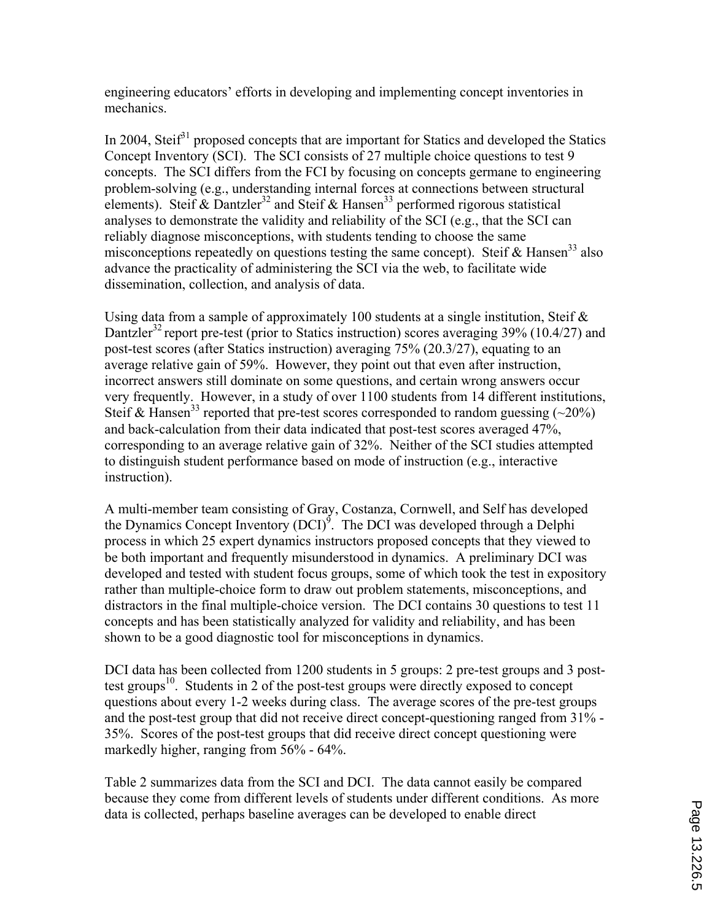engineering educators' efforts in developing and implementing concept inventories in mechanics.

In 2004, Steif[31] proposed concepts that are important for Statics and developed the Statics Concept Inventory (SCI). The SCI consists of 27 multiple choice questions to test 9 concepts. The SCI differs from the FCI by focusing on concepts germane to engineering problem-solving (e.g., understanding internal forces at connections between structural elements). Steif & Dantzler[32] and Steif & Hansen[33] performed rigorous statistical analyses to demonstrate the validity and reliability of the SCI (e.g., that the SCI can reliably diagnose misconceptions, with students tending to choose the same misconceptions repeatedly on questions testing the same concept). Steif & Hansen[33] also advance the practicality of administering the SCI via the web, to facilitate wide dissemination, collection, and analysis of data.

Using data from a sample of approximately 100 students at a single institution, Steif & Dantzler[32] report pre-test (prior to Statics instruction) scores averaging 39% (10.4/27) and post-test scores (after Statics instruction) averaging 75% (20.3/27), equating to an average relative gain of 59%. However, they point out that even after instruction, incorrect answers still dominate on some questions, and certain wrong answers occur very frequently. However, in a study of over 1100 students from 14 different institutions, Steif & Hansen[33] reported that pre-test scores corresponded to random guessing (~20%) and back-calculation from their data indicated that post-test scores averaged 47%, corresponding to an average relative gain of 32%. Neither of the SCI studies attempted to distinguish student performance based on mode of instruction (e.g., interactive instruction).

A multi-member team consisting of Gray, Costanza, Cornwell, and Self has developed the Dynamics Concept Inventory (DCI)[9]. The DCI was developed through a Delphi process in which 25 expert dynamics instructors proposed concepts that they viewed to be both important and frequently misunderstood in dynamics. A preliminary DCI was developed and tested with student focus groups, some of which took the test in expository rather than multiple-choice form to draw out problem statements, misconceptions, and distractors in the final multiple-choice version. The DCI contains 30 questions to test 11 concepts and has been statistically analyzed for validity and reliability, and has been shown to be a good diagnostic tool for misconceptions in dynamics.

DCI data has been collected from 1200 students in 5 groups: 2 pre-test groups and 3 post-test groups[10]. Students in 2 of the post-test groups were directly exposed to concept questions about every 1-2 weeks during class. The average scores of the pre-test groups and the post-test group that did not receive direct concept-questioning ranged from 31% - 35%. Scores of the post-test groups that did receive direct concept questioning were markedly higher, ranging from 56% - 64%.

Table 2 summarizes data from the SCI and DCI. The data cannot easily be compared because they come from different levels of students under different conditions. As more data is collected, perhaps baseline averages can be developed to enable direct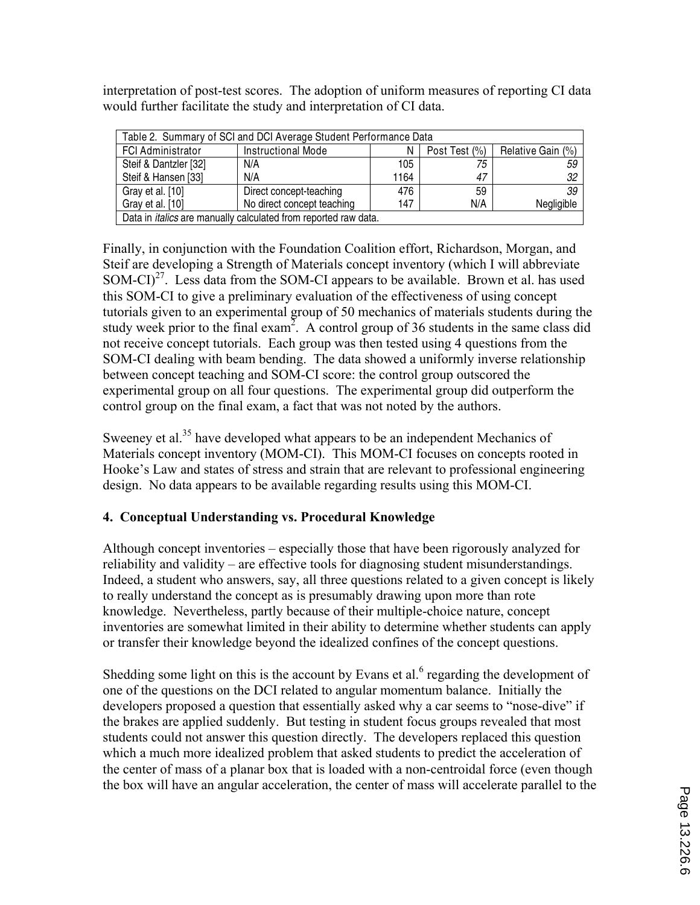interpretation of post-test scores. The adoption of uniform measures of reporting CI data would further facilitate the study and interpretation of CI data.

| Table 2. Summary of SCI and DCI Average Student Performance Data | | | | |
|---|---|---|---|---|
| FCI Administrator | Instructional Mode | N | Post Test (%) | Relative Gain (%) |
| Steif & Dantzler [32] | N/A | 105 | *75* | *59* |
| Steif & Hansen [33] | N/A | 1164 | *47* | *32* |
| Gray et al. [10] | Direct concept-teaching | 476 | 59 | *39* |
| Gray et al. [10] | No direct concept teaching | 147 | N/A | Negligible |
| Data in *italics* are manually calculated from reported raw data. | | | | |

Finally, in conjunction with the Foundation Coalition effort, Richardson, Morgan, and Steif are developing a Strength of Materials concept inventory (which I will abbreviate SOM-CI)[27]. Less data from the SOM-CI appears to be available. Brown et al. has used this SOM-CI to give a preliminary evaluation of the effectiveness of using concept tutorials given to an experimental group of 50 mechanics of materials students during the study week prior to the final exam[2]. A control group of 36 students in the same class did not receive concept tutorials. Each group was then tested using 4 questions from the SOM-CI dealing with beam bending. The data showed a uniformly inverse relationship between concept teaching and SOM-CI score: the control group outscored the experimental group on all four questions. The experimental group did outperform the control group on the final exam, a fact that was not noted by the authors.

Sweeney et al.[35] have developed what appears to be an independent Mechanics of Materials concept inventory (MOM-CI). This MOM-CI focuses on concepts rooted in Hooke's Law and states of stress and strain that are relevant to professional engineering design. No data appears to be available regarding results using this MOM-CI.

## 4. Conceptual Understanding vs. Procedural Knowledge

Although concept inventories – especially those that have been rigorously analyzed for reliability and validity – are effective tools for diagnosing student misunderstandings. Indeed, a student who answers, say, all three questions related to a given concept is likely to really understand the concept as is presumably drawing upon more than rote knowledge. Nevertheless, partly because of their multiple-choice nature, concept inventories are somewhat limited in their ability to determine whether students can apply or transfer their knowledge beyond the idealized confines of the concept questions.

Shedding some light on this is the account by Evans et al.[6] regarding the development of one of the questions on the DCI related to angular momentum balance. Initially the developers proposed a question that essentially asked why a car seems to "nose-dive" if the brakes are applied suddenly. But testing in student focus groups revealed that most students could not answer this question directly. The developers replaced this question which a much more idealized problem that asked students to predict the acceleration of the center of mass of a planar box that is loaded with a non-centroidal force (even though the box will have an angular acceleration, the center of mass will accelerate parallel to the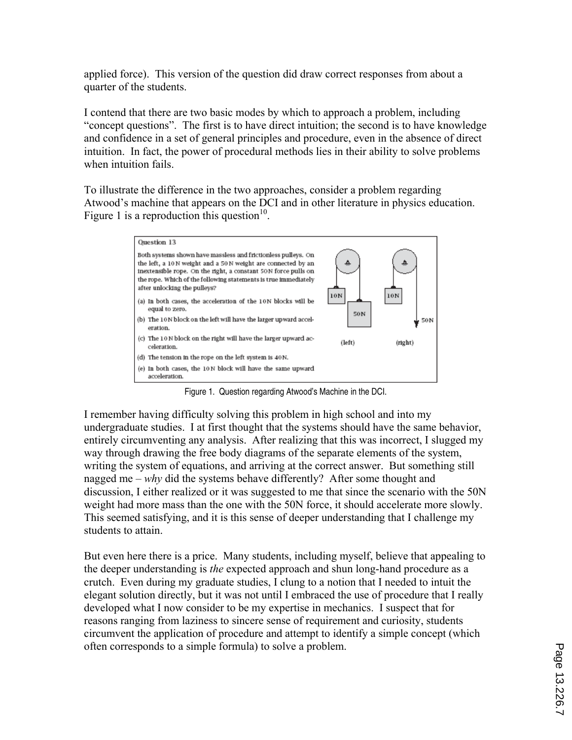applied force). This version of the question did draw correct responses from about a quarter of the students.

I contend that there are two basic modes by which to approach a problem, including "concept questions". The first is to have direct intuition; the second is to have knowledge and confidence in a set of general principles and procedure, even in the absence of direct intuition. In fact, the power of procedural methods lies in their ability to solve problems when intuition fails.

To illustrate the difference in the two approaches, consider a problem regarding Atwood's machine that appears on the DCI and in other literature in physics education. Figure 1 is a reproduction this question[10].

**Question 13**

Both systems shown have massless and frictionless pulleys. On the left, a 10 N weight and a 50 N weight are connected by an inextensible rope. On the right, a constant 50 N force pulls on the rope. Which of the following statements is true immediately after unlocking the pulleys?

(a) In both cases, the acceleration of the 10 N blocks will be equal to zero.

(b) The 10 N block on the left will have the larger upward acceleration.

(c) The 10 N block on the right will have the larger upward acceleration.

(d) The tension in the rope on the left system is 40 N.

(e) In both cases, the 10 N block will have the same upward acceleration.

Figure 1. Question regarding Atwood's Machine in the DCI.

I remember having difficulty solving this problem in high school and into my undergraduate studies. I at first thought that the systems should have the same behavior, entirely circumventing any analysis. After realizing that this was incorrect, I slugged my way through drawing the free body diagrams of the separate elements of the system, writing the system of equations, and arriving at the correct answer. But something still nagged me – *why* did the systems behave differently? After some thought and discussion, I either realized or it was suggested to me that since the scenario with the 50N weight had more mass than the one with the 50N force, it should accelerate more slowly. This seemed satisfying, and it is this sense of deeper understanding that I challenge my students to attain.

But even here there is a price. Many students, including myself, believe that appealing to the deeper understanding is *the* expected approach and shun long-hand procedure as a crutch. Even during my graduate studies, I clung to a notion that I needed to intuit the elegant solution directly, but it was not until I embraced the use of procedure that I really developed what I now consider to be my expertise in mechanics. I suspect that for reasons ranging from laziness to sincere sense of requirement and curiosity, students circumvent the application of procedure and attempt to identify a simple concept (which often corresponds to a simple formula) to solve a problem.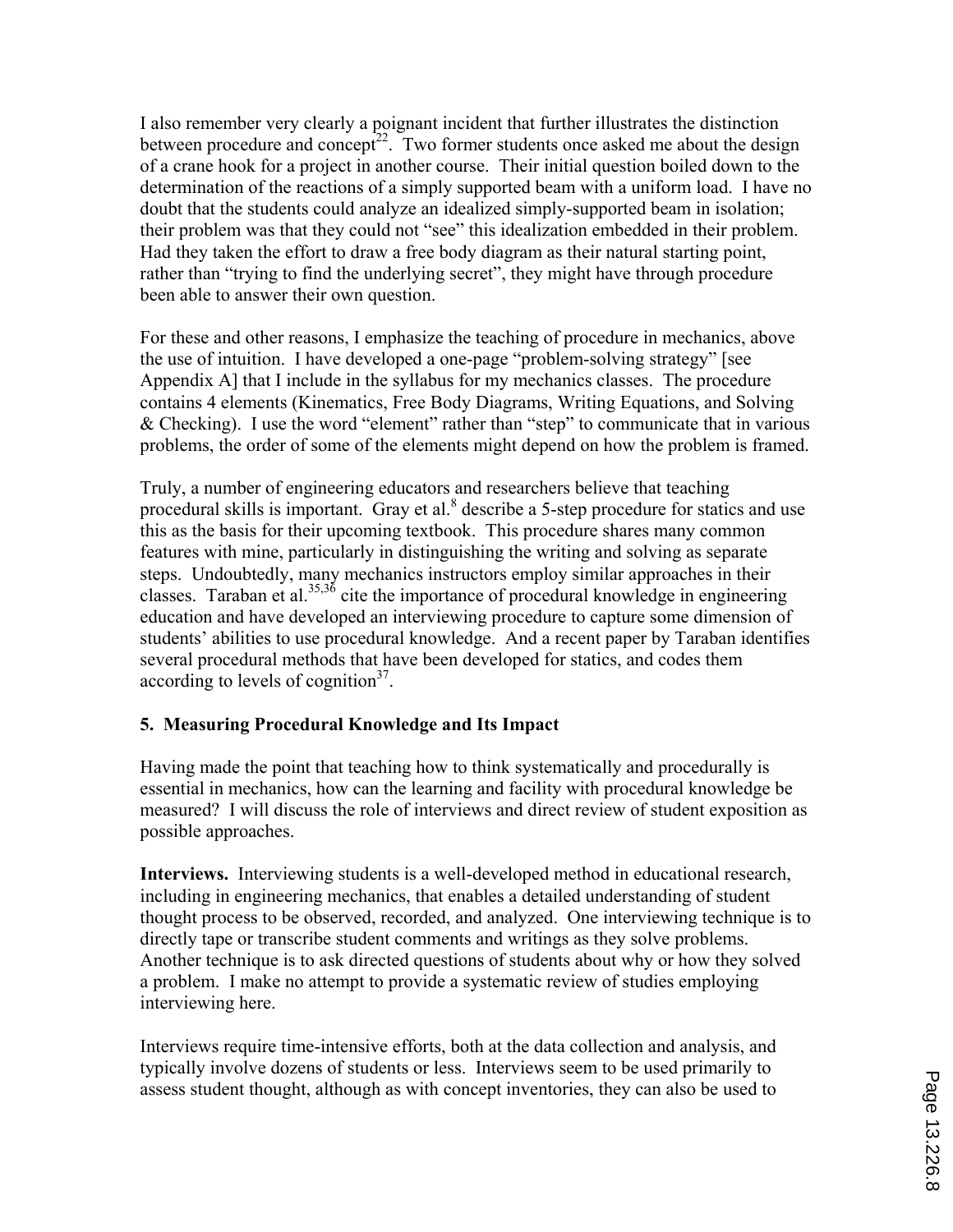I also remember very clearly a poignant incident that further illustrates the distinction between procedure and concept[22]. Two former students once asked me about the design of a crane hook for a project in another course. Their initial question boiled down to the determination of the reactions of a simply supported beam with a uniform load. I have no doubt that the students could analyze an idealized simply-supported beam in isolation; their problem was that they could not "see" this idealization embedded in their problem. Had they taken the effort to draw a free body diagram as their natural starting point, rather than "trying to find the underlying secret", they might have through procedure been able to answer their own question.

For these and other reasons, I emphasize the teaching of procedure in mechanics, above the use of intuition. I have developed a one-page "problem-solving strategy" [see Appendix A] that I include in the syllabus for my mechanics classes. The procedure contains 4 elements (Kinematics, Free Body Diagrams, Writing Equations, and Solving & Checking). I use the word "element" rather than "step" to communicate that in various problems, the order of some of the elements might depend on how the problem is framed.

Truly, a number of engineering educators and researchers believe that teaching procedural skills is important. Gray et al.[8] describe a 5-step procedure for statics and use this as the basis for their upcoming textbook. This procedure shares many common features with mine, particularly in distinguishing the writing and solving as separate steps. Undoubtedly, many mechanics instructors employ similar approaches in their classes. Taraban et al.[35,36] cite the importance of procedural knowledge in engineering education and have developed an interviewing procedure to capture some dimension of students' abilities to use procedural knowledge. And a recent paper by Taraban identifies several procedural methods that have been developed for statics, and codes them according to levels of cognition[37].

## 5. Measuring Procedural Knowledge and Its Impact

Having made the point that teaching how to think systematically and procedurally is essential in mechanics, how can the learning and facility with procedural knowledge be measured? I will discuss the role of interviews and direct review of student exposition as possible approaches.

**Interviews.** Interviewing students is a well-developed method in educational research, including in engineering mechanics, that enables a detailed understanding of student thought process to be observed, recorded, and analyzed. One interviewing technique is to directly tape or transcribe student comments and writings as they solve problems. Another technique is to ask directed questions of students about why or how they solved a problem. I make no attempt to provide a systematic review of studies employing interviewing here.

Interviews require time-intensive efforts, both at the data collection and analysis, and typically involve dozens of students or less. Interviews seem to be used primarily to assess student thought, although as with concept inventories, they can also be used to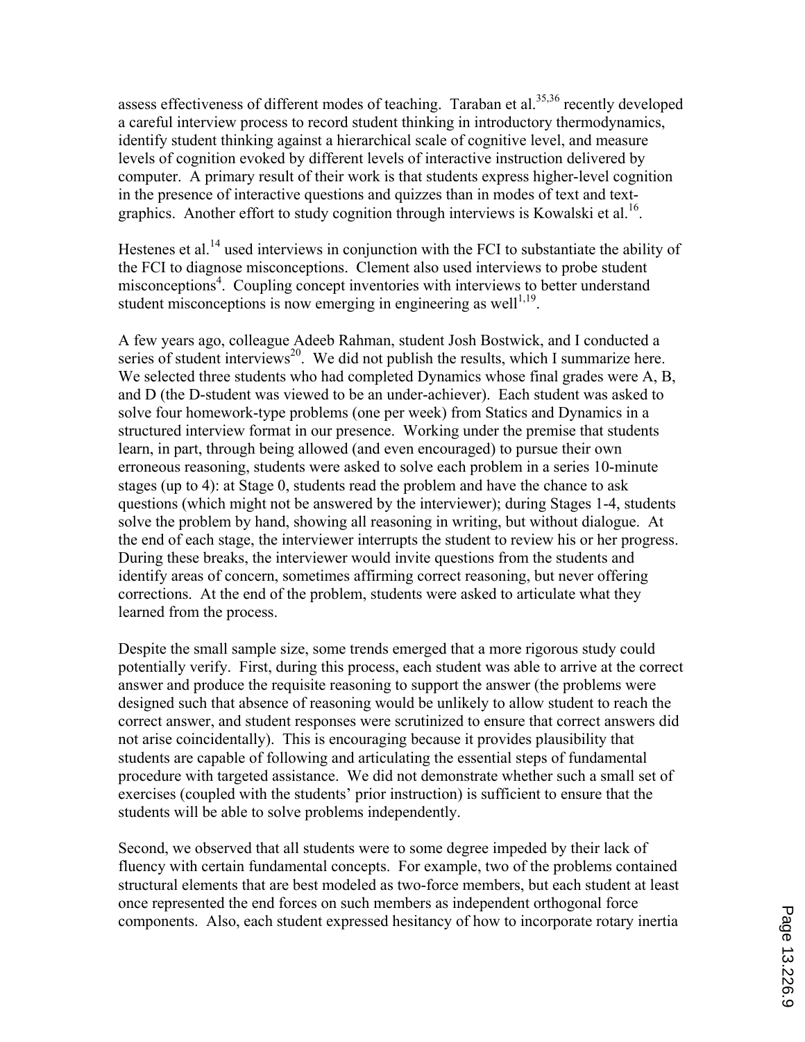assess effectiveness of different modes of teaching. Taraban et al.[35,36] recently developed a careful interview process to record student thinking in introductory thermodynamics, identify student thinking against a hierarchical scale of cognitive level, and measure levels of cognition evoked by different levels of interactive instruction delivered by computer. A primary result of their work is that students express higher-level cognition in the presence of interactive questions and quizzes than in modes of text and text-graphics. Another effort to study cognition through interviews is Kowalski et al.[16].

Hestenes et al.[14] used interviews in conjunction with the FCI to substantiate the ability of the FCI to diagnose misconceptions. Clement also used interviews to probe student misconceptions[4]. Coupling concept inventories with interviews to better understand student misconceptions is now emerging in engineering as well[1,19].

A few years ago, colleague Adeeb Rahman, student Josh Bostwick, and I conducted a series of student interviews[20]. We did not publish the results, which I summarize here. We selected three students who had completed Dynamics whose final grades were A, B, and D (the D-student was viewed to be an under-achiever). Each student was asked to solve four homework-type problems (one per week) from Statics and Dynamics in a structured interview format in our presence. Working under the premise that students learn, in part, through being allowed (and even encouraged) to pursue their own erroneous reasoning, students were asked to solve each problem in a series 10-minute stages (up to 4): at Stage 0, students read the problem and have the chance to ask questions (which might not be answered by the interviewer); during Stages 1-4, students solve the problem by hand, showing all reasoning in writing, but without dialogue. At the end of each stage, the interviewer interrupts the student to review his or her progress. During these breaks, the interviewer would invite questions from the students and identify areas of concern, sometimes affirming correct reasoning, but never offering corrections. At the end of the problem, students were asked to articulate what they learned from the process.

Despite the small sample size, some trends emerged that a more rigorous study could potentially verify. First, during this process, each student was able to arrive at the correct answer and produce the requisite reasoning to support the answer (the problems were designed such that absence of reasoning would be unlikely to allow student to reach the correct answer, and student responses were scrutinized to ensure that correct answers did not arise coincidentally). This is encouraging because it provides plausibility that students are capable of following and articulating the essential steps of fundamental procedure with targeted assistance. We did not demonstrate whether such a small set of exercises (coupled with the students' prior instruction) is sufficient to ensure that the students will be able to solve problems independently.

Second, we observed that all students were to some degree impeded by their lack of fluency with certain fundamental concepts. For example, two of the problems contained structural elements that are best modeled as two-force members, but each student at least once represented the end forces on such members as independent orthogonal force components. Also, each student expressed hesitancy of how to incorporate rotary inertia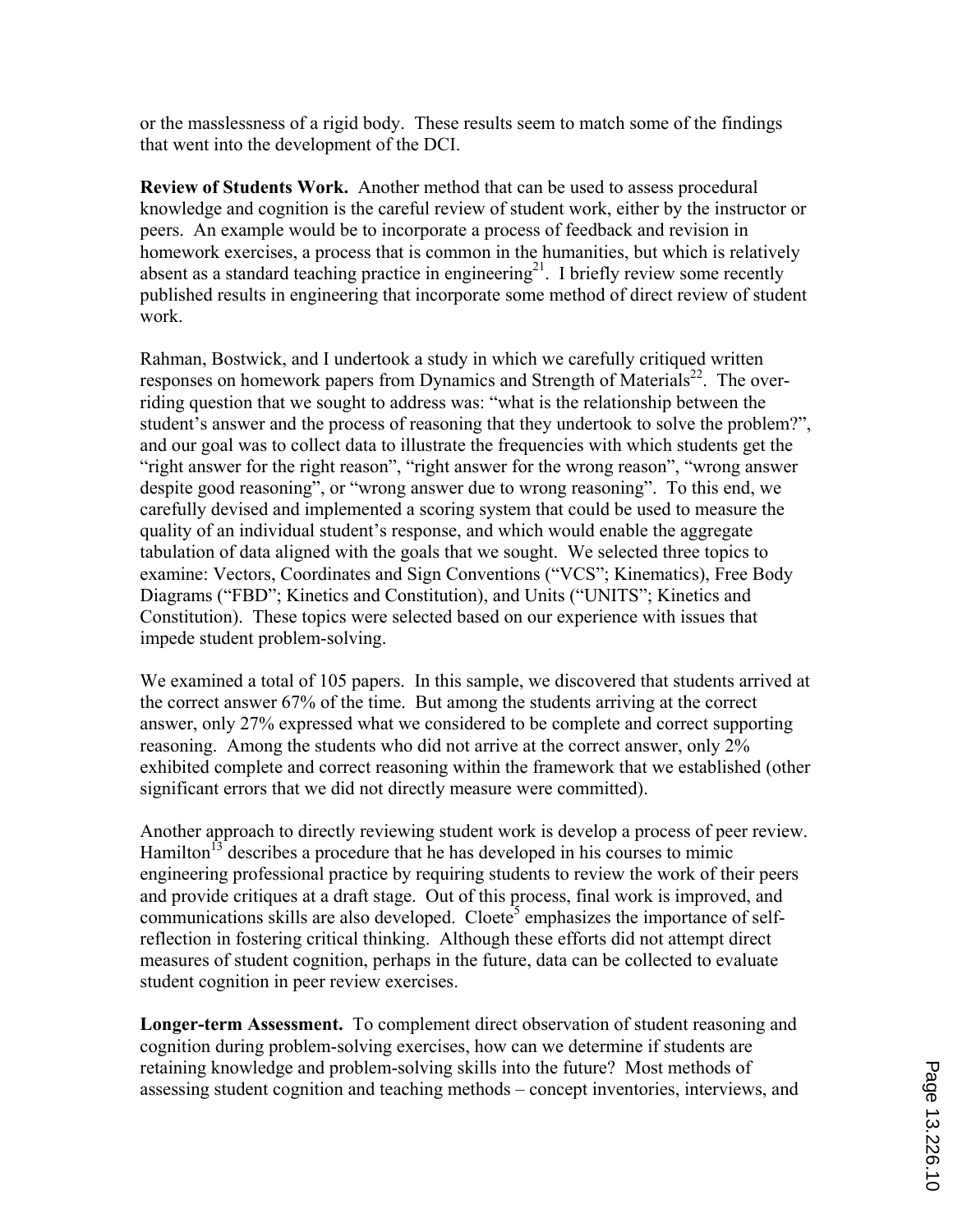or the masslessness of a rigid body. These results seem to match some of the findings that went into the development of the DCI.

**Review of Students Work.** Another method that can be used to assess procedural knowledge and cognition is the careful review of student work, either by the instructor or peers. An example would be to incorporate a process of feedback and revision in homework exercises, a process that is common in the humanities, but which is relatively absent as a standard teaching practice in engineering[21]. I briefly review some recently published results in engineering that incorporate some method of direct review of student work.

Rahman, Bostwick, and I undertook a study in which we carefully critiqued written responses on homework papers from Dynamics and Strength of Materials[22]. The over-riding question that we sought to address was: "what is the relationship between the student's answer and the process of reasoning that they undertook to solve the problem?", and our goal was to collect data to illustrate the frequencies with which students get the "right answer for the right reason", "right answer for the wrong reason", "wrong answer despite good reasoning", or "wrong answer due to wrong reasoning". To this end, we carefully devised and implemented a scoring system that could be used to measure the quality of an individual student's response, and which would enable the aggregate tabulation of data aligned with the goals that we sought. We selected three topics to examine: Vectors, Coordinates and Sign Conventions ("VCS"; Kinematics), Free Body Diagrams ("FBD"; Kinetics and Constitution), and Units ("UNITS"; Kinetics and Constitution). These topics were selected based on our experience with issues that impede student problem-solving.

We examined a total of 105 papers. In this sample, we discovered that students arrived at the correct answer 67% of the time. But among the students arriving at the correct answer, only 27% expressed what we considered to be complete and correct supporting reasoning. Among the students who did not arrive at the correct answer, only 2% exhibited complete and correct reasoning within the framework that we established (other significant errors that we did not directly measure were committed).

Another approach to directly reviewing student work is develop a process of peer review. Hamilton[13] describes a procedure that he has developed in his courses to mimic engineering professional practice by requiring students to review the work of their peers and provide critiques at a draft stage. Out of this process, final work is improved, and communications skills are also developed. Cloete[5] emphasizes the importance of self-reflection in fostering critical thinking. Although these efforts did not attempt direct measures of student cognition, perhaps in the future, data can be collected to evaluate student cognition in peer review exercises.

**Longer-term Assessment.** To complement direct observation of student reasoning and cognition during problem-solving exercises, how can we determine if students are retaining knowledge and problem-solving skills into the future? Most methods of assessing student cognition and teaching methods – concept inventories, interviews, and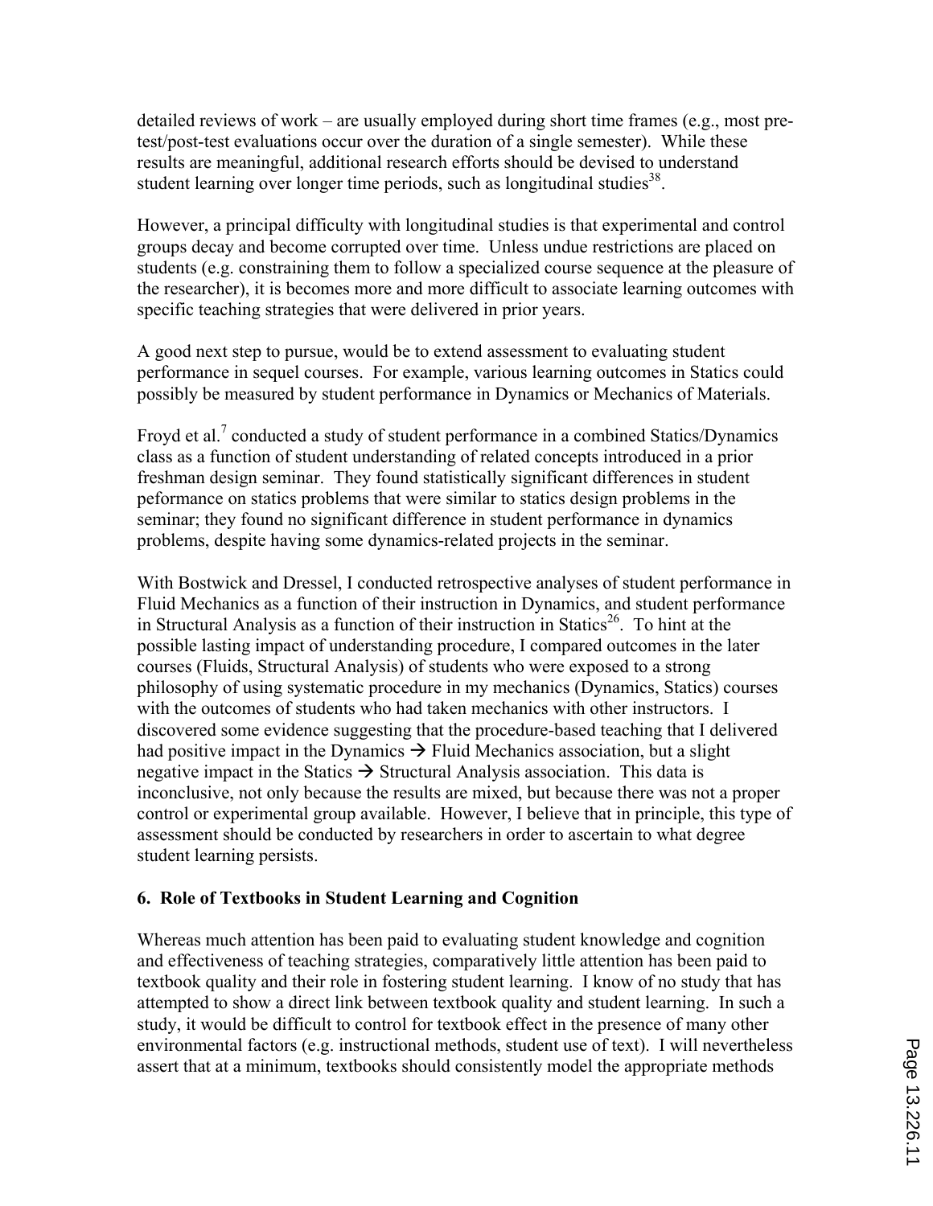detailed reviews of work – are usually employed during short time frames (e.g., most pre-test/post-test evaluations occur over the duration of a single semester). While these results are meaningful, additional research efforts should be devised to understand student learning over longer time periods, such as longitudinal studies[38].

However, a principal difficulty with longitudinal studies is that experimental and control groups decay and become corrupted over time. Unless undue restrictions are placed on students (e.g. constraining them to follow a specialized course sequence at the pleasure of the researcher), it is becomes more and more difficult to associate learning outcomes with specific teaching strategies that were delivered in prior years.

A good next step to pursue, would be to extend assessment to evaluating student performance in sequel courses. For example, various learning outcomes in Statics could possibly be measured by student performance in Dynamics or Mechanics of Materials.

Froyd et al.[7] conducted a study of student performance in a combined Statics/Dynamics class as a function of student understanding of related concepts introduced in a prior freshman design seminar. They found statistically significant differences in student peformance on statics problems that were similar to statics design problems in the seminar; they found no significant difference in student performance in dynamics problems, despite having some dynamics-related projects in the seminar.

With Bostwick and Dressel, I conducted retrospective analyses of student performance in Fluid Mechanics as a function of their instruction in Dynamics, and student performance in Structural Analysis as a function of their instruction in Statics[26]. To hint at the possible lasting impact of understanding procedure, I compared outcomes in the later courses (Fluids, Structural Analysis) of students who were exposed to a strong philosophy of using systematic procedure in my mechanics (Dynamics, Statics) courses with the outcomes of students who had taken mechanics with other instructors. I discovered some evidence suggesting that the procedure-based teaching that I delivered had positive impact in the Dynamics → Fluid Mechanics association, but a slight negative impact in the Statics → Structural Analysis association. This data is inconclusive, not only because the results are mixed, but because there was not a proper control or experimental group available. However, I believe that in principle, this type of assessment should be conducted by researchers in order to ascertain to what degree student learning persists.

## 6. Role of Textbooks in Student Learning and Cognition

Whereas much attention has been paid to evaluating student knowledge and cognition and effectiveness of teaching strategies, comparatively little attention has been paid to textbook quality and their role in fostering student learning. I know of no study that has attempted to show a direct link between textbook quality and student learning. In such a study, it would be difficult to control for textbook effect in the presence of many other environmental factors (e.g. instructional methods, student use of text). I will nevertheless assert that at a minimum, textbooks should consistently model the appropriate methods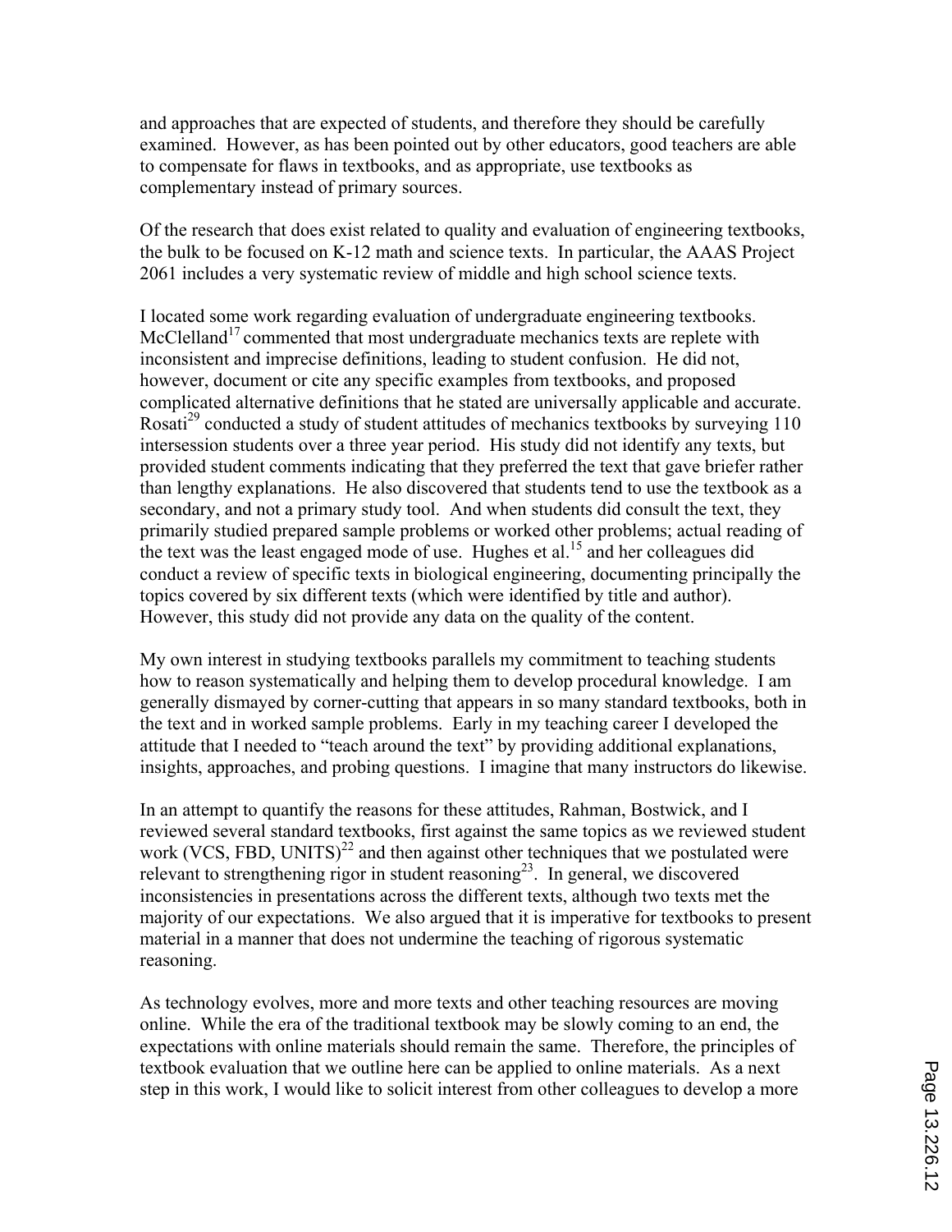and approaches that are expected of students, and therefore they should be carefully examined. However, as has been pointed out by other educators, good teachers are able to compensate for flaws in textbooks, and as appropriate, use textbooks as complementary instead of primary sources.

Of the research that does exist related to quality and evaluation of engineering textbooks, the bulk to be focused on K-12 math and science texts. In particular, the AAAS Project 2061 includes a very systematic review of middle and high school science texts.

I located some work regarding evaluation of undergraduate engineering textbooks. McClelland[17] commented that most undergraduate mechanics texts are replete with inconsistent and imprecise definitions, leading to student confusion. He did not, however, document or cite any specific examples from textbooks, and proposed complicated alternative definitions that he stated are universally applicable and accurate. Rosati[29] conducted a study of student attitudes of mechanics textbooks by surveying 110 intersession students over a three year period. His study did not identify any texts, but provided student comments indicating that they preferred the text that gave briefer rather than lengthy explanations. He also discovered that students tend to use the textbook as a secondary, and not a primary study tool. And when students did consult the text, they primarily studied prepared sample problems or worked other problems; actual reading of the text was the least engaged mode of use. Hughes et al.[15] and her colleagues did conduct a review of specific texts in biological engineering, documenting principally the topics covered by six different texts (which were identified by title and author). However, this study did not provide any data on the quality of the content.

My own interest in studying textbooks parallels my commitment to teaching students how to reason systematically and helping them to develop procedural knowledge. I am generally dismayed by corner-cutting that appears in so many standard textbooks, both in the text and in worked sample problems. Early in my teaching career I developed the attitude that I needed to "teach around the text" by providing additional explanations, insights, approaches, and probing questions. I imagine that many instructors do likewise.

In an attempt to quantify the reasons for these attitudes, Rahman, Bostwick, and I reviewed several standard textbooks, first against the same topics as we reviewed student work (VCS, FBD, UNITS)[22] and then against other techniques that we postulated were relevant to strengthening rigor in student reasoning[23]. In general, we discovered inconsistencies in presentations across the different texts, although two texts met the majority of our expectations. We also argued that it is imperative for textbooks to present material in a manner that does not undermine the teaching of rigorous systematic reasoning.

As technology evolves, more and more texts and other teaching resources are moving online. While the era of the traditional textbook may be slowly coming to an end, the expectations with online materials should remain the same. Therefore, the principles of textbook evaluation that we outline here can be applied to online materials. As a next step in this work, I would like to solicit interest from other colleagues to develop a more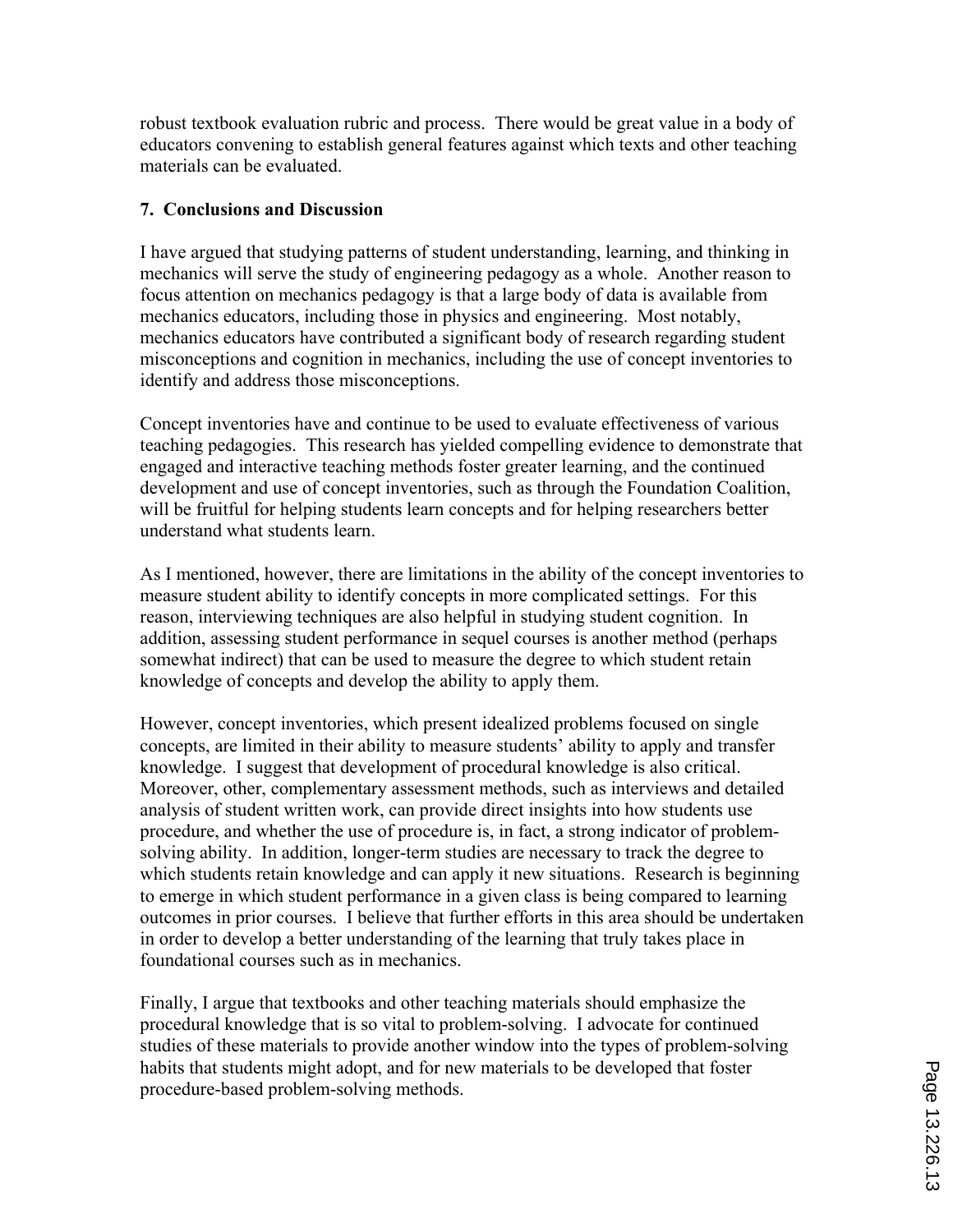robust textbook evaluation rubric and process. There would be great value in a body of educators convening to establish general features against which texts and other teaching materials can be evaluated.

## 7. Conclusions and Discussion

I have argued that studying patterns of student understanding, learning, and thinking in mechanics will serve the study of engineering pedagogy as a whole. Another reason to focus attention on mechanics pedagogy is that a large body of data is available from mechanics educators, including those in physics and engineering. Most notably, mechanics educators have contributed a significant body of research regarding student misconceptions and cognition in mechanics, including the use of concept inventories to identify and address those misconceptions.

Concept inventories have and continue to be used to evaluate effectiveness of various teaching pedagogies. This research has yielded compelling evidence to demonstrate that engaged and interactive teaching methods foster greater learning, and the continued development and use of concept inventories, such as through the Foundation Coalition, will be fruitful for helping students learn concepts and for helping researchers better understand what students learn.

As I mentioned, however, there are limitations in the ability of the concept inventories to measure student ability to identify concepts in more complicated settings. For this reason, interviewing techniques are also helpful in studying student cognition. In addition, assessing student performance in sequel courses is another method (perhaps somewhat indirect) that can be used to measure the degree to which student retain knowledge of concepts and develop the ability to apply them.

However, concept inventories, which present idealized problems focused on single concepts, are limited in their ability to measure students' ability to apply and transfer knowledge. I suggest that development of procedural knowledge is also critical. Moreover, other, complementary assessment methods, such as interviews and detailed analysis of student written work, can provide direct insights into how students use procedure, and whether the use of procedure is, in fact, a strong indicator of problem-solving ability. In addition, longer-term studies are necessary to track the degree to which students retain knowledge and can apply it new situations. Research is beginning to emerge in which student performance in a given class is being compared to learning outcomes in prior courses. I believe that further efforts in this area should be undertaken in order to develop a better understanding of the learning that truly takes place in foundational courses such as in mechanics.

Finally, I argue that textbooks and other teaching materials should emphasize the procedural knowledge that is so vital to problem-solving. I advocate for continued studies of these materials to provide another window into the types of problem-solving habits that students might adopt, and for new materials to be developed that foster procedure-based problem-solving methods.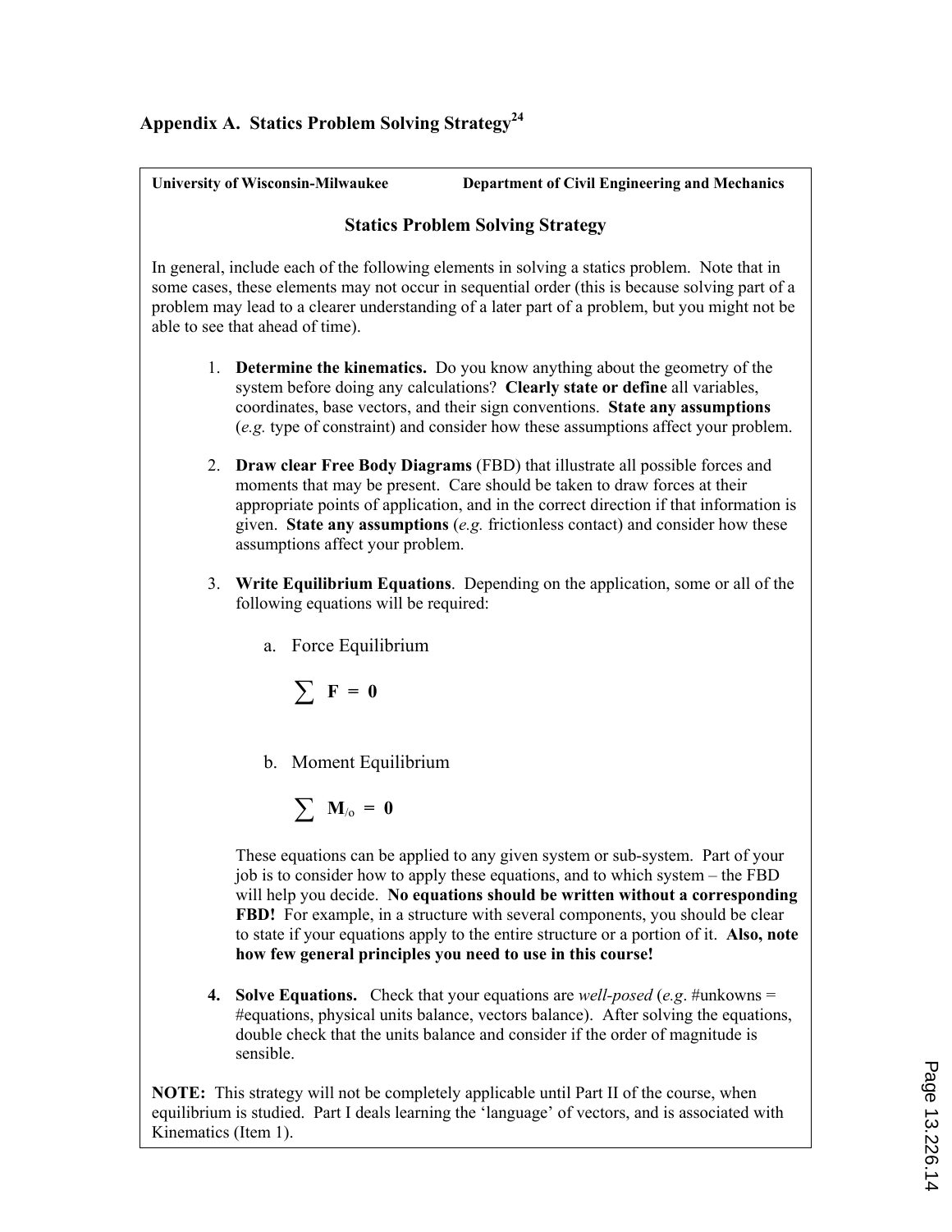## Appendix A. Statics Problem Solving Strategy[24]

**University of Wisconsin-Milwaukee** **Department of Civil Engineering and Mechanics**

### Statics Problem Solving Strategy

In general, include each of the following elements in solving a statics problem. Note that in some cases, these elements may not occur in sequential order (this is because solving part of a problem may lead to a clearer understanding of a later part of a problem, but you might not be able to see that ahead of time).

1. **Determine the kinematics.** Do you know anything about the geometry of the system before doing any calculations? **Clearly state or define** all variables, coordinates, base vectors, and their sign conventions. **State any assumptions** (*e.g.* type of constraint) and consider how these assumptions affect your problem.

2. **Draw clear Free Body Diagrams** (FBD) that illustrate all possible forces and moments that may be present. Care should be taken to draw forces at their appropriate points of application, and in the correct direction if that information is given. **State any assumptions** (*e.g.* frictionless contact) and consider how these assumptions affect your problem.

3. **Write Equilibrium Equations**. Depending on the application, some or all of the following equations will be required:

   a. Force Equilibrium

   $$\sum \mathbf{F} = \mathbf{0}$$

   b. Moment Equilibrium

   $$\sum \mathbf{M}_{/o} = \mathbf{0}$$

   These equations can be applied to any given system or sub-system. Part of your job is to consider how to apply these equations, and to which system – the FBD will help you decide. **No equations should be written without a corresponding FBD!** For example, in a structure with several components, you should be clear to state if your equations apply to the entire structure or a portion of it. **Also, note how few general principles you need to use in this course!**

4. **Solve Equations.** Check that your equations are *well-posed* (*e.g*. #unkowns = #equations, physical units balance, vectors balance). After solving the equations, double check that the units balance and consider if the order of magnitude is sensible.

**NOTE:** This strategy will not be completely applicable until Part II of the course, when equilibrium is studied. Part I deals learning the 'language' of vectors, and is associated with Kinematics (Item 1).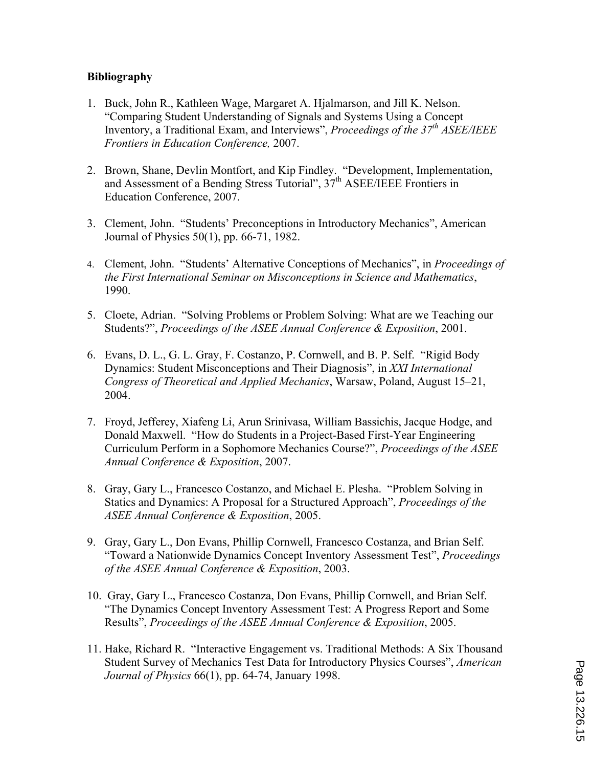**Bibliography**

1. Buck, John R., Kathleen Wage, Margaret A. Hjalmarson, and Jill K. Nelson. "Comparing Student Understanding of Signals and Systems Using a Concept Inventory, a Traditional Exam, and Interviews", *Proceedings of the 37th ASEE/IEEE Frontiers in Education Conference,* 2007.

2. Brown, Shane, Devlin Montfort, and Kip Findley. "Development, Implementation, and Assessment of a Bending Stress Tutorial", 37th ASEE/IEEE Frontiers in Education Conference, 2007.

3. Clement, John. "Students' Preconceptions in Introductory Mechanics", American Journal of Physics 50(1), pp. 66-71, 1982.

4. Clement, John. "Students' Alternative Conceptions of Mechanics", in *Proceedings of the First International Seminar on Misconceptions in Science and Mathematics*, 1990.

5. Cloete, Adrian. "Solving Problems or Problem Solving: What are we Teaching our Students?", *Proceedings of the ASEE Annual Conference & Exposition*, 2001.

6. Evans, D. L., G. L. Gray, F. Costanzo, P. Cornwell, and B. P. Self. "Rigid Body Dynamics: Student Misconceptions and Their Diagnosis", in *XXI International Congress of Theoretical and Applied Mechanics*, Warsaw, Poland, August 15–21, 2004.

7. Froyd, Jefferey, Xiafeng Li, Arun Srinivasa, William Bassichis, Jacque Hodge, and Donald Maxwell. "How do Students in a Project-Based First-Year Engineering Curriculum Perform in a Sophomore Mechanics Course?", *Proceedings of the ASEE Annual Conference & Exposition*, 2007.

8. Gray, Gary L., Francesco Costanzo, and Michael E. Plesha. "Problem Solving in Statics and Dynamics: A Proposal for a Structured Approach", *Proceedings of the ASEE Annual Conference & Exposition*, 2005.

9. Gray, Gary L., Don Evans, Phillip Cornwell, Francesco Costanza, and Brian Self. "Toward a Nationwide Dynamics Concept Inventory Assessment Test", *Proceedings of the ASEE Annual Conference & Exposition*, 2003.

10. Gray, Gary L., Francesco Costanza, Don Evans, Phillip Cornwell, and Brian Self. "The Dynamics Concept Inventory Assessment Test: A Progress Report and Some Results", *Proceedings of the ASEE Annual Conference & Exposition*, 2005.

11. Hake, Richard R. "Interactive Engagement vs. Traditional Methods: A Six Thousand Student Survey of Mechanics Test Data for Introductory Physics Courses", *American Journal of Physics* 66(1), pp. 64-74, January 1998.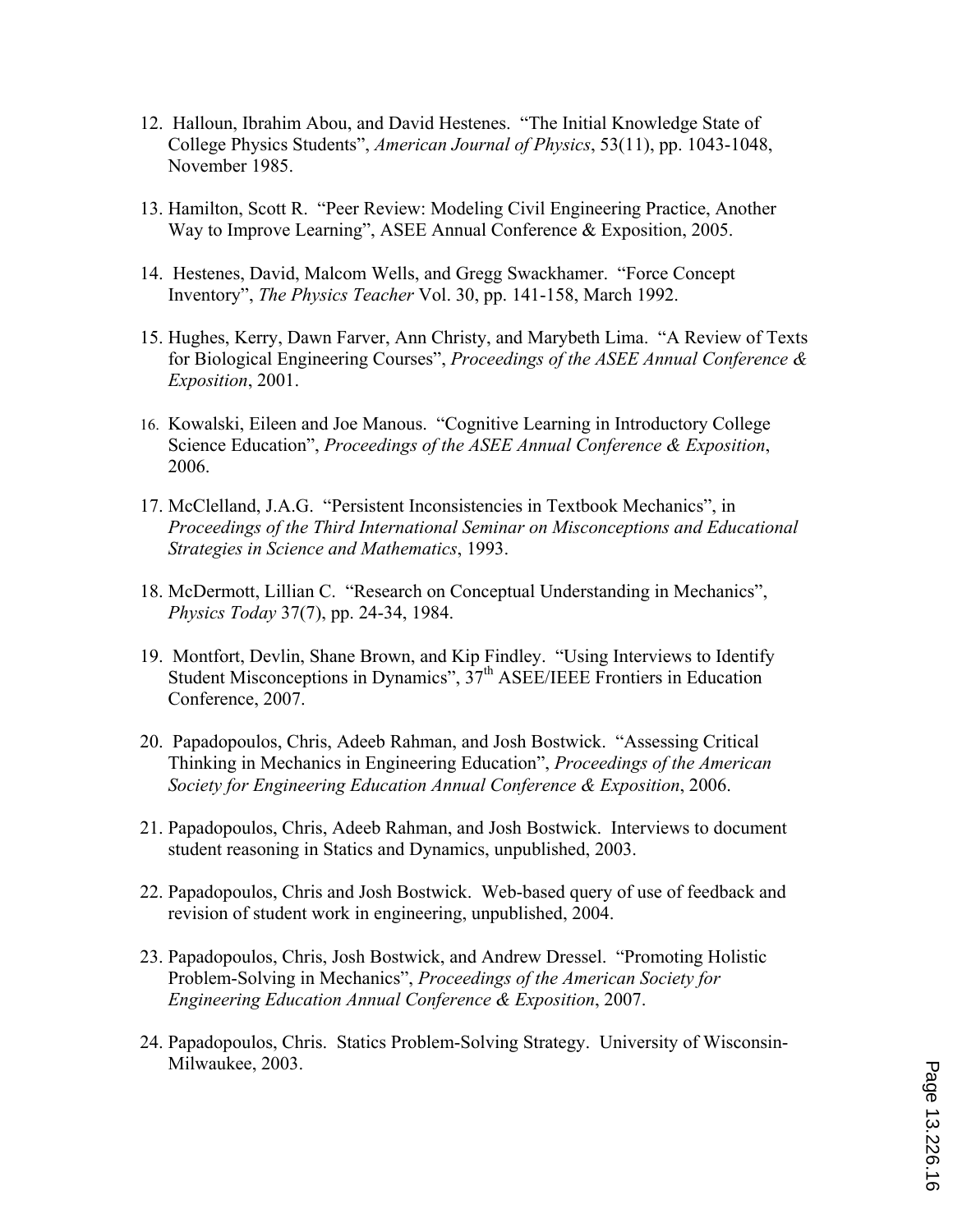12. Halloun, Ibrahim Abou, and David Hestenes. "The Initial Knowledge State of College Physics Students", *American Journal of Physics*, 53(11), pp. 1043-1048, November 1985.

13. Hamilton, Scott R. "Peer Review: Modeling Civil Engineering Practice, Another Way to Improve Learning", ASEE Annual Conference & Exposition, 2005.

14. Hestenes, David, Malcom Wells, and Gregg Swackhamer. "Force Concept Inventory", *The Physics Teacher* Vol. 30, pp. 141-158, March 1992.

15. Hughes, Kerry, Dawn Farver, Ann Christy, and Marybeth Lima. "A Review of Texts for Biological Engineering Courses", *Proceedings of the ASEE Annual Conference & Exposition*, 2001.

16. Kowalski, Eileen and Joe Manous. "Cognitive Learning in Introductory College Science Education", *Proceedings of the ASEE Annual Conference & Exposition*, 2006.

17. McClelland, J.A.G. "Persistent Inconsistencies in Textbook Mechanics", in *Proceedings of the Third International Seminar on Misconceptions and Educational Strategies in Science and Mathematics*, 1993.

18. McDermott, Lillian C. "Research on Conceptual Understanding in Mechanics", *Physics Today* 37(7), pp. 24-34, 1984.

19. Montfort, Devlin, Shane Brown, and Kip Findley. "Using Interviews to Identify Student Misconceptions in Dynamics", 37th ASEE/IEEE Frontiers in Education Conference, 2007.

20. Papadopoulos, Chris, Adeeb Rahman, and Josh Bostwick. "Assessing Critical Thinking in Mechanics in Engineering Education", *Proceedings of the American Society for Engineering Education Annual Conference & Exposition*, 2006.

21. Papadopoulos, Chris, Adeeb Rahman, and Josh Bostwick. Interviews to document student reasoning in Statics and Dynamics, unpublished, 2003.

22. Papadopoulos, Chris and Josh Bostwick. Web-based query of use of feedback and revision of student work in engineering, unpublished, 2004.

23. Papadopoulos, Chris, Josh Bostwick, and Andrew Dressel. "Promoting Holistic Problem-Solving in Mechanics", *Proceedings of the American Society for Engineering Education Annual Conference & Exposition*, 2007.

24. Papadopoulos, Chris. Statics Problem-Solving Strategy. University of Wisconsin-Milwaukee, 2003.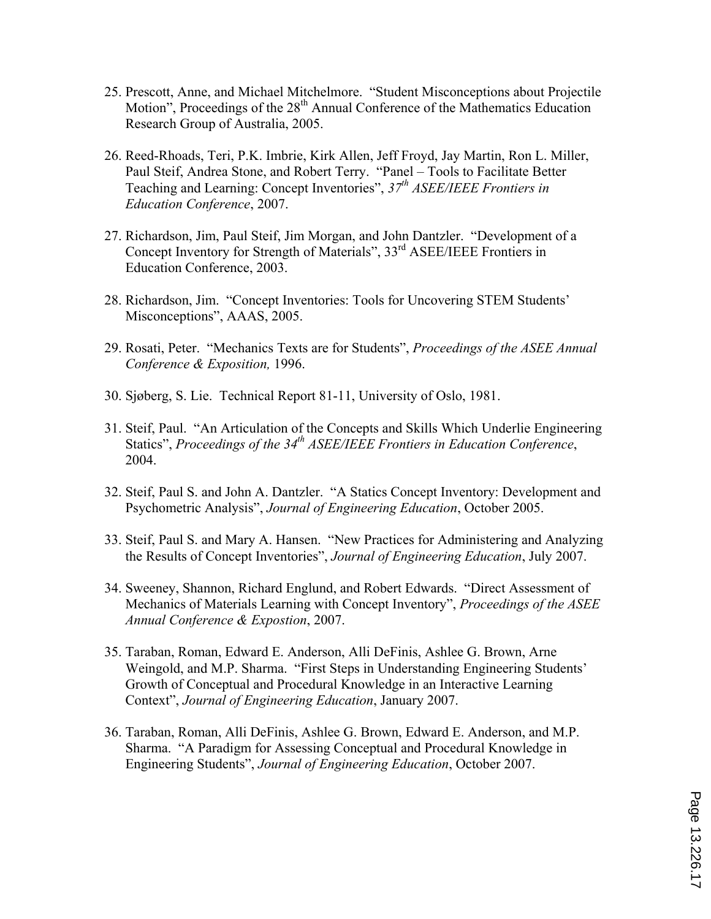25. Prescott, Anne, and Michael Mitchelmore. "Student Misconceptions about Projectile Motion", Proceedings of the 28th Annual Conference of the Mathematics Education Research Group of Australia, 2005.

26. Reed-Rhoads, Teri, P.K. Imbrie, Kirk Allen, Jeff Froyd, Jay Martin, Ron L. Miller, Paul Steif, Andrea Stone, and Robert Terry. "Panel – Tools to Facilitate Better Teaching and Learning: Concept Inventories", *37th ASEE/IEEE Frontiers in Education Conference*, 2007.

27. Richardson, Jim, Paul Steif, Jim Morgan, and John Dantzler. "Development of a Concept Inventory for Strength of Materials", 33rd ASEE/IEEE Frontiers in Education Conference, 2003.

28. Richardson, Jim. "Concept Inventories: Tools for Uncovering STEM Students' Misconceptions", AAAS, 2005.

29. Rosati, Peter. "Mechanics Texts are for Students", *Proceedings of the ASEE Annual Conference & Exposition,* 1996.

30. Sjøberg, S. Lie. Technical Report 81-11, University of Oslo, 1981.

31. Steif, Paul. "An Articulation of the Concepts and Skills Which Underlie Engineering Statics", *Proceedings of the 34th ASEE/IEEE Frontiers in Education Conference*, 2004.

32. Steif, Paul S. and John A. Dantzler. "A Statics Concept Inventory: Development and Psychometric Analysis", *Journal of Engineering Education*, October 2005.

33. Steif, Paul S. and Mary A. Hansen. "New Practices for Administering and Analyzing the Results of Concept Inventories", *Journal of Engineering Education*, July 2007.

34. Sweeney, Shannon, Richard Englund, and Robert Edwards. "Direct Assessment of Mechanics of Materials Learning with Concept Inventory", *Proceedings of the ASEE Annual Conference & Expostion*, 2007.

35. Taraban, Roman, Edward E. Anderson, Alli DeFinis, Ashlee G. Brown, Arne Weingold, and M.P. Sharma. "First Steps in Understanding Engineering Students' Growth of Conceptual and Procedural Knowledge in an Interactive Learning Context", *Journal of Engineering Education*, January 2007.

36. Taraban, Roman, Alli DeFinis, Ashlee G. Brown, Edward E. Anderson, and M.P. Sharma. "A Paradigm for Assessing Conceptual and Procedural Knowledge in Engineering Students", *Journal of Engineering Education*, October 2007.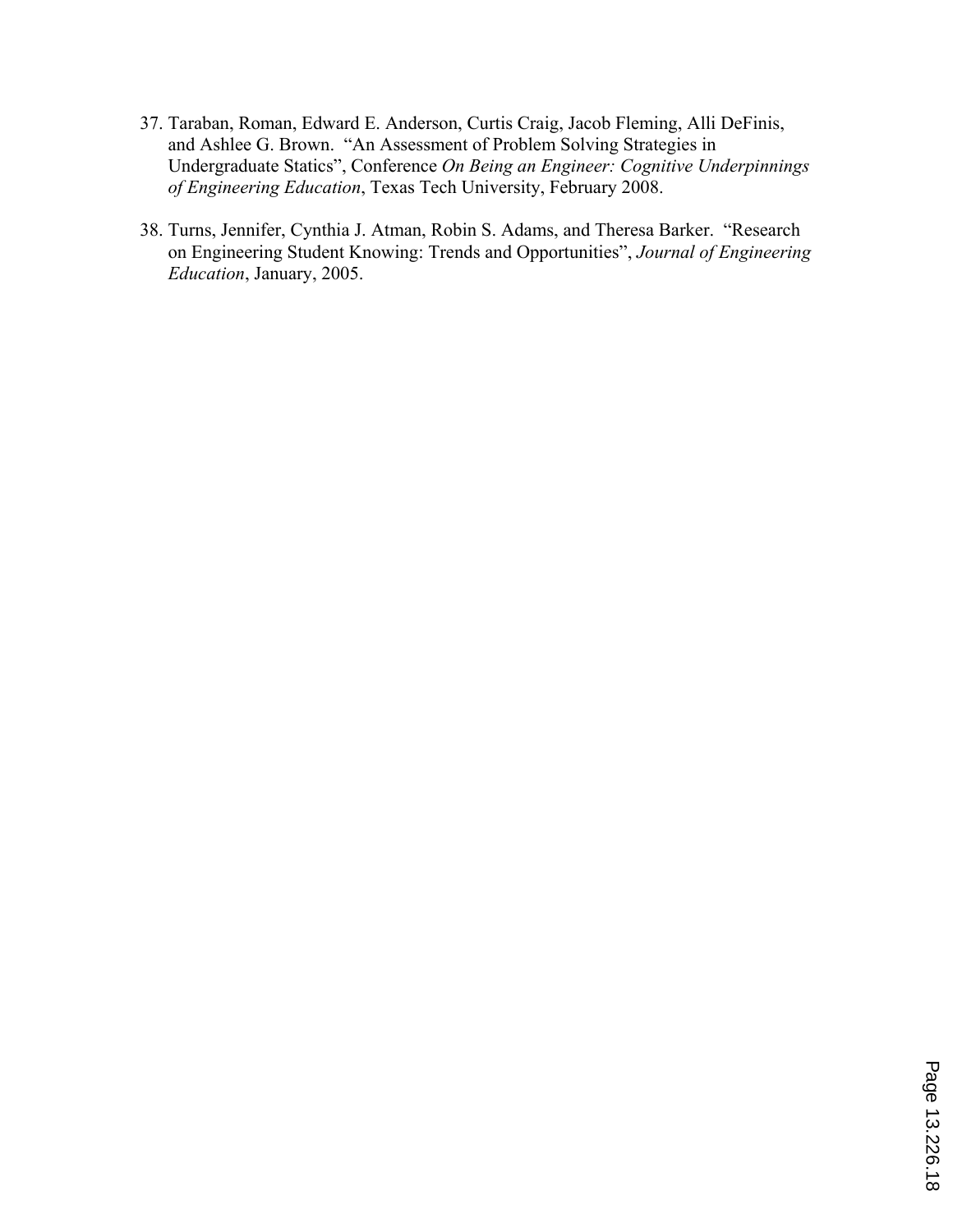37. Taraban, Roman, Edward E. Anderson, Curtis Craig, Jacob Fleming, Alli DeFinis, and Ashlee G. Brown. "An Assessment of Problem Solving Strategies in Undergraduate Statics", Conference *On Being an Engineer: Cognitive Underpinnings of Engineering Education*, Texas Tech University, February 2008.

38. Turns, Jennifer, Cynthia J. Atman, Robin S. Adams, and Theresa Barker. "Research on Engineering Student Knowing: Trends and Opportunities", *Journal of Engineering Education*, January, 2005.